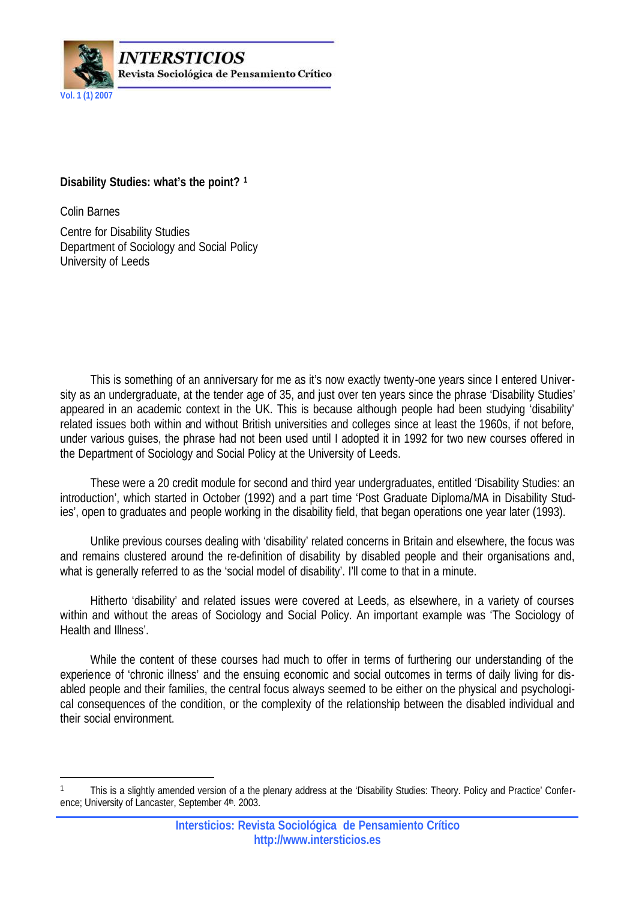# Disability Studies: what's the point? [1]

Colin Barnes

Centre for Disability Studies
Department of Sociology and Social Policy
University of Leeds

This is something of an anniversary for me as it's now exactly twenty-one years since I entered University as an undergraduate, at the tender age of 35, and just over ten years since the phrase 'Disability Studies' appeared in an academic context in the UK. This is because although people had been studying 'disability' related issues both within and without British universities and colleges since at least the 1960s, if not before, under various guises, the phrase had not been used until I adopted it in 1992 for two new courses offered in the Department of Sociology and Social Policy at the University of Leeds.

These were a 20 credit module for second and third year undergraduates, entitled 'Disability Studies: an introduction', which started in October (1992) and a part time 'Post Graduate Diploma/MA in Disability Studies', open to graduates and people working in the disability field, that began operations one year later (1993).

Unlike previous courses dealing with 'disability' related concerns in Britain and elsewhere, the focus was and remains clustered around the re-definition of disability by disabled people and their organisations and, what is generally referred to as the 'social model of disability'. I'll come to that in a minute.

Hitherto 'disability' and related issues were covered at Leeds, as elsewhere, in a variety of courses within and without the areas of Sociology and Social Policy. An important example was 'The Sociology of Health and Illness'.

While the content of these courses had much to offer in terms of furthering our understanding of the experience of 'chronic illness' and the ensuing economic and social outcomes in terms of daily living for disabled people and their families, the central focus always seemed to be either on the physical and psychological consequences of the condition, or the complexity of the relationship between the disabled individual and their social environment.

---

[1] This is a slightly amended version of a the plenary address at the 'Disability Studies: Theory. Policy and Practice' Conference; University of Lancaster, September 4th. 2003.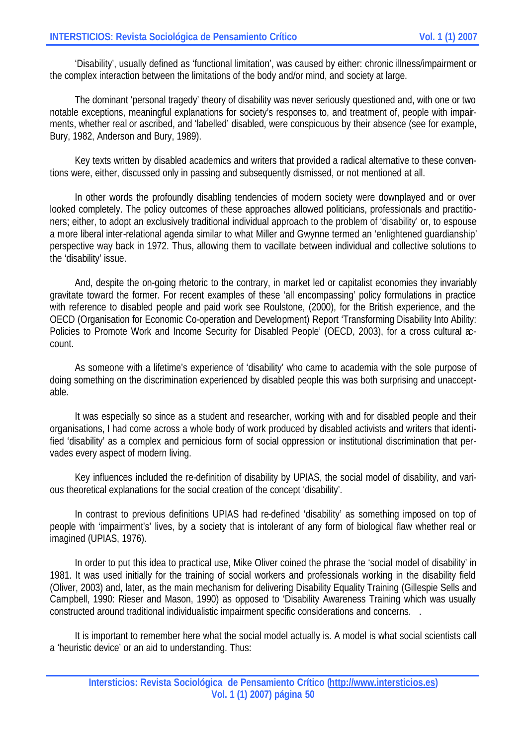'Disability', usually defined as 'functional limitation', was caused by either: chronic illness/impairment or the complex interaction between the limitations of the body and/or mind, and society at large.

The dominant 'personal tragedy' theory of disability was never seriously questioned and, with one or two notable exceptions, meaningful explanations for society's responses to, and treatment of, people with impairments, whether real or ascribed, and 'labelled' disabled, were conspicuous by their absence (see for example, Bury, 1982, Anderson and Bury, 1989).

Key texts written by disabled academics and writers that provided a radical alternative to these conventions were, either, discussed only in passing and subsequently dismissed, or not mentioned at all.

In other words the profoundly disabling tendencies of modern society were downplayed and or over looked completely. The policy outcomes of these approaches allowed politicians, professionals and practitioners; either, to adopt an exclusively traditional individual approach to the problem of 'disability' or, to espouse a more liberal inter-relational agenda similar to what Miller and Gwynne termed an 'enlightened guardianship' perspective way back in 1972. Thus, allowing them to vacillate between individual and collective solutions to the 'disability' issue.

And, despite the on-going rhetoric to the contrary, in market led or capitalist economies they invariably gravitate toward the former. For recent examples of these 'all encompassing' policy formulations in practice with reference to disabled people and paid work see Roulstone, (2000), for the British experience, and the OECD (Organisation for Economic Co-operation and Development) Report 'Transforming Disability Into Ability: Policies to Promote Work and Income Security for Disabled People' (OECD, 2003), for a cross cultural account.

As someone with a lifetime's experience of 'disability' who came to academia with the sole purpose of doing something on the discrimination experienced by disabled people this was both surprising and unacceptable.

It was especially so since as a student and researcher, working with and for disabled people and their organisations, I had come across a whole body of work produced by disabled activists and writers that identified 'disability' as a complex and pernicious form of social oppression or institutional discrimination that pervades every aspect of modern living.

Key influences included the re-definition of disability by UPIAS, the social model of disability, and various theoretical explanations for the social creation of the concept 'disability'.

In contrast to previous definitions UPIAS had re-defined 'disability' as something imposed on top of people with 'impairment's' lives, by a society that is intolerant of any form of biological flaw whether real or imagined (UPIAS, 1976).

In order to put this idea to practical use, Mike Oliver coined the phrase the 'social model of disability' in 1981. It was used initially for the training of social workers and professionals working in the disability field (Oliver, 2003) and, later, as the main mechanism for delivering Disability Equality Training (Gillespie Sells and Campbell, 1990: Rieser and Mason, 1990) as opposed to 'Disability Awareness Training which was usually constructed around traditional individualistic impairment specific considerations and concerns. .

It is important to remember here what the social model actually is. A model is what social scientists call a 'heuristic device' or an aid to understanding. Thus: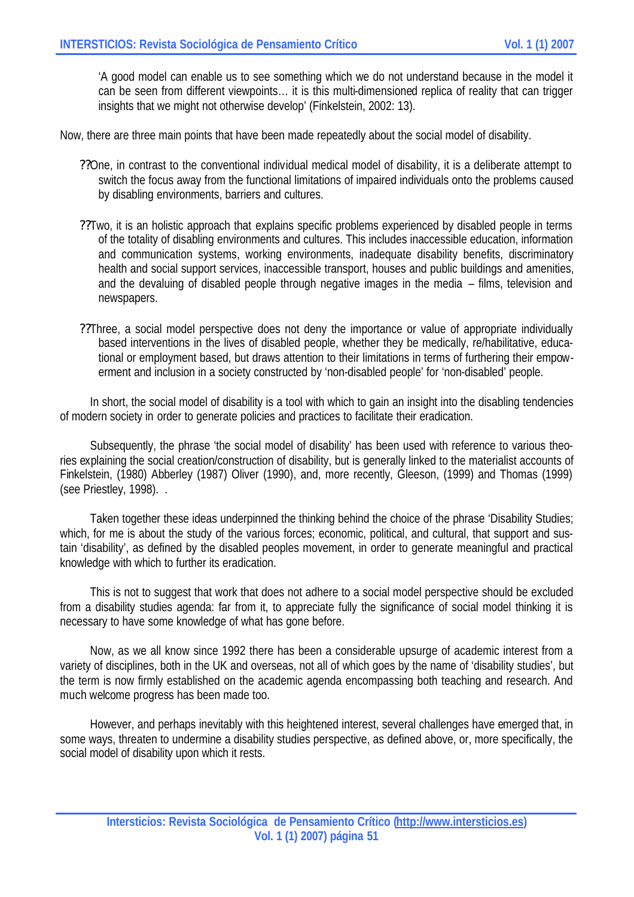> 'A good model can enable us to see something which we do not understand because in the model it can be seen from different viewpoints… it is this multi-dimensioned replica of reality that can trigger insights that we might not otherwise develop' (Finkelstein, 2002: 13).

Now, there are three main points that have been made repeatedly about the social model of disability.

- One, in contrast to the conventional individual medical model of disability, it is a deliberate attempt to switch the focus away from the functional limitations of impaired individuals onto the problems caused by disabling environments, barriers and cultures.
- Two, it is an holistic approach that explains specific problems experienced by disabled people in terms of the totality of disabling environments and cultures. This includes inaccessible education, information and communication systems, working environments, inadequate disability benefits, discriminatory health and social support services, inaccessible transport, houses and public buildings and amenities, and the devaluing of disabled people through negative images in the media – films, television and newspapers.
- Three, a social model perspective does not deny the importance or value of appropriate individually based interventions in the lives of disabled people, whether they be medically, re/habilitative, educational or employment based, but draws attention to their limitations in terms of furthering their empowerment and inclusion in a society constructed by 'non-disabled people' for 'non-disabled' people.

In short, the social model of disability is a tool with which to gain an insight into the disabling tendencies of modern society in order to generate policies and practices to facilitate their eradication.

Subsequently, the phrase 'the social model of disability' has been used with reference to various theories explaining the social creation/construction of disability, but is generally linked to the materialist accounts of Finkelstein, (1980) Abberley (1987) Oliver (1990), and, more recently, Gleeson, (1999) and Thomas (1999) (see Priestley, 1998). .

Taken together these ideas underpinned the thinking behind the choice of the phrase 'Disability Studies; which, for me is about the study of the various forces; economic, political, and cultural, that support and sustain 'disability', as defined by the disabled peoples movement, in order to generate meaningful and practical knowledge with which to further its eradication.

This is not to suggest that work that does not adhere to a social model perspective should be excluded from a disability studies agenda: far from it, to appreciate fully the significance of social model thinking it is necessary to have some knowledge of what has gone before.

Now, as we all know since 1992 there has been a considerable upsurge of academic interest from a variety of disciplines, both in the UK and overseas, not all of which goes by the name of 'disability studies', but the term is now firmly established on the academic agenda encompassing both teaching and research. And much welcome progress has been made too.

However, and perhaps inevitably with this heightened interest, several challenges have emerged that, in some ways, threaten to undermine a disability studies perspective, as defined above, or, more specifically, the social model of disability upon which it rests.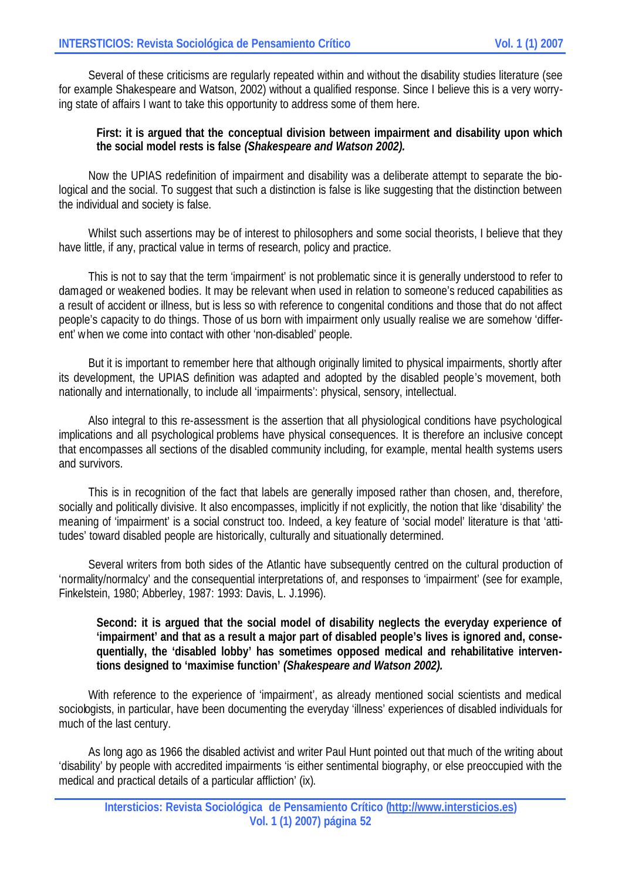Several of these criticisms are regularly repeated within and without the disability studies literature (see for example Shakespeare and Watson, 2002) without a qualified response. Since I believe this is a very worrying state of affairs I want to take this opportunity to address some of them here.

> **First: it is argued that the conceptual division between impairment and disability upon which the social model rests is false *(Shakespeare and Watson 2002).***

Now the UPIAS redefinition of impairment and disability was a deliberate attempt to separate the biological and the social. To suggest that such a distinction is false is like suggesting that the distinction between the individual and society is false.

Whilst such assertions may be of interest to philosophers and some social theorists, I believe that they have little, if any, practical value in terms of research, policy and practice.

This is not to say that the term 'impairment' is not problematic since it is generally understood to refer to damaged or weakened bodies. It may be relevant when used in relation to someone's reduced capabilities as a result of accident or illness, but is less so with reference to congenital conditions and those that do not affect people's capacity to do things. Those of us born with impairment only usually realise we are somehow 'different' when we come into contact with other 'non-disabled' people.

But it is important to remember here that although originally limited to physical impairments, shortly after its development, the UPIAS definition was adapted and adopted by the disabled people's movement, both nationally and internationally, to include all 'impairments': physical, sensory, intellectual.

Also integral to this re-assessment is the assertion that all physiological conditions have psychological implications and all psychological problems have physical consequences. It is therefore an inclusive concept that encompasses all sections of the disabled community including, for example, mental health systems users and survivors.

This is in recognition of the fact that labels are generally imposed rather than chosen, and, therefore, socially and politically divisive. It also encompasses, implicitly if not explicitly, the notion that like 'disability' the meaning of 'impairment' is a social construct too. Indeed, a key feature of 'social model' literature is that 'attitudes' toward disabled people are historically, culturally and situationally determined.

Several writers from both sides of the Atlantic have subsequently centred on the cultural production of 'normality/normalcy' and the consequential interpretations of, and responses to 'impairment' (see for example, Finkelstein, 1980; Abberley, 1987: 1993: Davis, L. J.1996).

> **Second: it is argued that the social model of disability neglects the everyday experience of 'impairment' and that as a result a major part of disabled people's lives is ignored and, consequentially, the 'disabled lobby' has sometimes opposed medical and rehabilitative interventions designed to 'maximise function' *(Shakespeare and Watson 2002).***

With reference to the experience of 'impairment', as already mentioned social scientists and medical sociologists, in particular, have been documenting the everyday 'illness' experiences of disabled individuals for much of the last century.

As long ago as 1966 the disabled activist and writer Paul Hunt pointed out that much of the writing about 'disability' by people with accredited impairments 'is either sentimental biography, or else preoccupied with the medical and practical details of a particular affliction' (ix).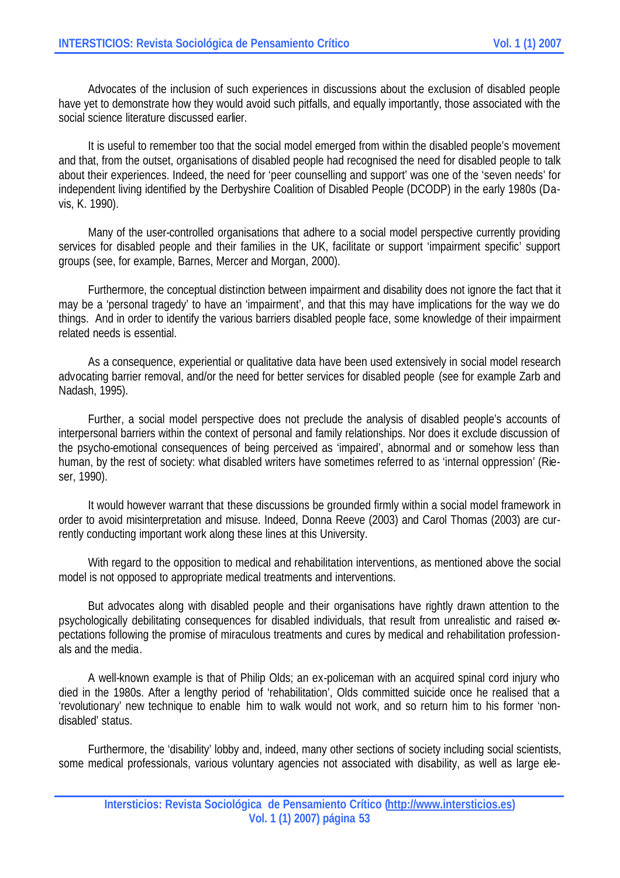Advocates of the inclusion of such experiences in discussions about the exclusion of disabled people have yet to demonstrate how they would avoid such pitfalls, and equally importantly, those associated with the social science literature discussed earlier.

It is useful to remember too that the social model emerged from within the disabled people's movement and that, from the outset, organisations of disabled people had recognised the need for disabled people to talk about their experiences. Indeed, the need for 'peer counselling and support' was one of the 'seven needs' for independent living identified by the Derbyshire Coalition of Disabled People (DCODP) in the early 1980s (Davis, K. 1990).

Many of the user-controlled organisations that adhere to a social model perspective currently providing services for disabled people and their families in the UK, facilitate or support 'impairment specific' support groups (see, for example, Barnes, Mercer and Morgan, 2000).

Furthermore, the conceptual distinction between impairment and disability does not ignore the fact that it may be a 'personal tragedy' to have an 'impairment', and that this may have implications for the way we do things. And in order to identify the various barriers disabled people face, some knowledge of their impairment related needs is essential.

As a consequence, experiential or qualitative data have been used extensively in social model research advocating barrier removal, and/or the need for better services for disabled people (see for example Zarb and Nadash, 1995).

Further, a social model perspective does not preclude the analysis of disabled people's accounts of interpersonal barriers within the context of personal and family relationships. Nor does it exclude discussion of the psycho-emotional consequences of being perceived as 'impaired', abnormal and or somehow less than human, by the rest of society: what disabled writers have sometimes referred to as 'internal oppression' (Rieser, 1990).

It would however warrant that these discussions be grounded firmly within a social model framework in order to avoid misinterpretation and misuse. Indeed, Donna Reeve (2003) and Carol Thomas (2003) are currently conducting important work along these lines at this University.

With regard to the opposition to medical and rehabilitation interventions, as mentioned above the social model is not opposed to appropriate medical treatments and interventions.

But advocates along with disabled people and their organisations have rightly drawn attention to the psychologically debilitating consequences for disabled individuals, that result from unrealistic and raised expectations following the promise of miraculous treatments and cures by medical and rehabilitation professionals and the media.

A well-known example is that of Philip Olds; an ex-policeman with an acquired spinal cord injury who died in the 1980s. After a lengthy period of 'rehabilitation', Olds committed suicide once he realised that a 'revolutionary' new technique to enable him to walk would not work, and so return him to his former 'non-disabled' status.

Furthermore, the 'disability' lobby and, indeed, many other sections of society including social scientists, some medical professionals, various voluntary agencies not associated with disability, as well as large ele-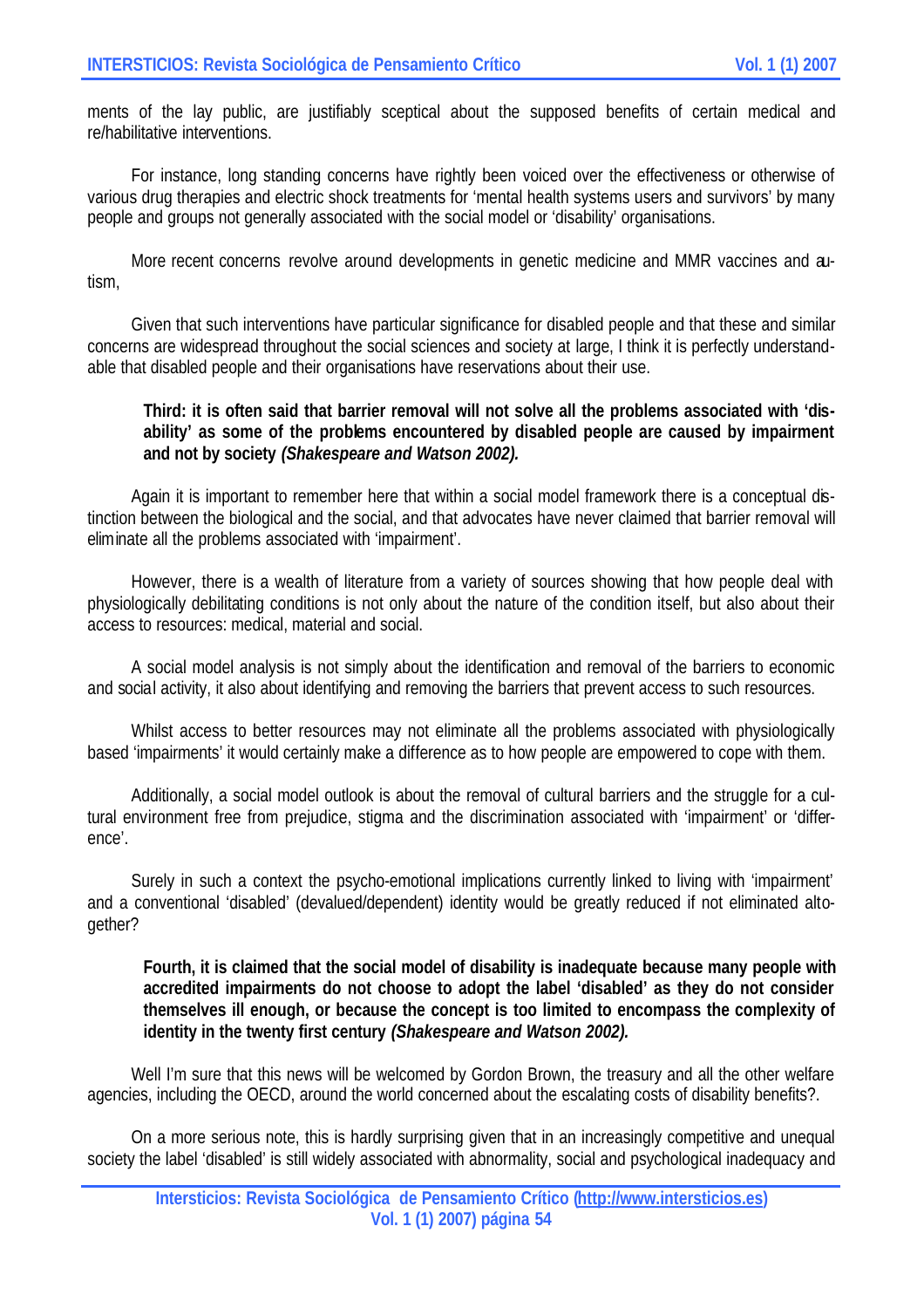ments of the lay public, are justifiably sceptical about the supposed benefits of certain medical and re/habilitative interventions.

For instance, long standing concerns have rightly been voiced over the effectiveness or otherwise of various drug therapies and electric shock treatments for 'mental health systems users and survivors' by many people and groups not generally associated with the social model or 'disability' organisations.

More recent concerns revolve around developments in genetic medicine and MMR vaccines and autism,

Given that such interventions have particular significance for disabled people and that these and similar concerns are widespread throughout the social sciences and society at large, I think it is perfectly understandable that disabled people and their organisations have reservations about their use.

> **Third: it is often said that barrier removal will not solve all the problems associated with 'disability' as some of the problems encountered by disabled people are caused by impairment and not by society *(Shakespeare and Watson 2002).***

Again it is important to remember here that within a social model framework there is a conceptual distinction between the biological and the social, and that advocates have never claimed that barrier removal will eliminate all the problems associated with 'impairment'.

However, there is a wealth of literature from a variety of sources showing that how people deal with physiologically debilitating conditions is not only about the nature of the condition itself, but also about their access to resources: medical, material and social.

A social model analysis is not simply about the identification and removal of the barriers to economic and social activity, it also about identifying and removing the barriers that prevent access to such resources.

Whilst access to better resources may not eliminate all the problems associated with physiologically based 'impairments' it would certainly make a difference as to how people are empowered to cope with them.

Additionally, a social model outlook is about the removal of cultural barriers and the struggle for a cultural environment free from prejudice, stigma and the discrimination associated with 'impairment' or 'difference'.

Surely in such a context the psycho-emotional implications currently linked to living with 'impairment' and a conventional 'disabled' (devalued/dependent) identity would be greatly reduced if not eliminated altogether?

> **Fourth, it is claimed that the social model of disability is inadequate because many people with accredited impairments do not choose to adopt the label 'disabled' as they do not consider themselves ill enough, or because the concept is too limited to encompass the complexity of identity in the twenty first century *(Shakespeare and Watson 2002).***

Well I'm sure that this news will be welcomed by Gordon Brown, the treasury and all the other welfare agencies, including the OECD, around the world concerned about the escalating costs of disability benefits?.

On a more serious note, this is hardly surprising given that in an increasingly competitive and unequal society the label 'disabled' is still widely associated with abnormality, social and psychological inadequacy and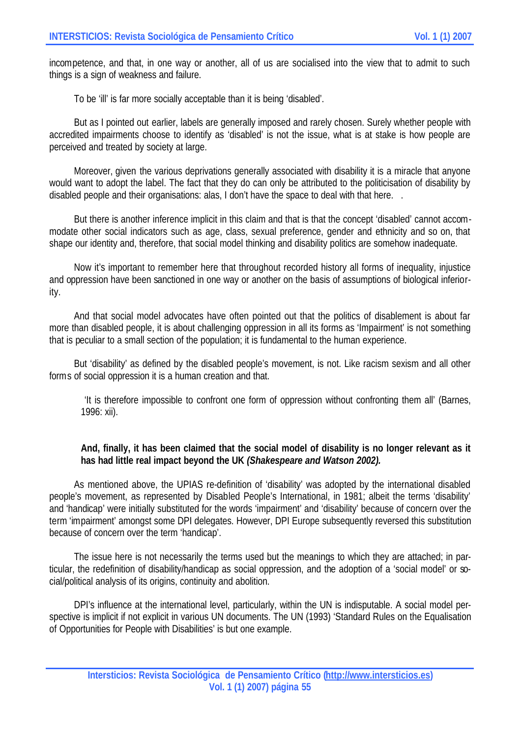incompetence, and that, in one way or another, all of us are socialised into the view that to admit to such things is a sign of weakness and failure.

To be 'ill' is far more socially acceptable than it is being 'disabled'.

But as I pointed out earlier, labels are generally imposed and rarely chosen. Surely whether people with accredited impairments choose to identify as 'disabled' is not the issue, what is at stake is how people are perceived and treated by society at large.

Moreover, given the various deprivations generally associated with disability it is a miracle that anyone would want to adopt the label. The fact that they do can only be attributed to the politicisation of disability by disabled people and their organisations: alas, I don't have the space to deal with that here.   .

But there is another inference implicit in this claim and that is that the concept 'disabled' cannot accommodate other social indicators such as age, class, sexual preference, gender and ethnicity and so on, that shape our identity and, therefore, that social model thinking and disability politics are somehow inadequate.

Now it's important to remember here that throughout recorded history all forms of inequality, injustice and oppression have been sanctioned in one way or another on the basis of assumptions of biological inferiority.

And that social model advocates have often pointed out that the politics of disablement is about far more than disabled people, it is about challenging oppression in all its forms as 'Impairment' is not something that is peculiar to a small section of the population; it is fundamental to the human experience.

But 'disability' as defined by the disabled people's movement, is not. Like racism sexism and all other forms of social oppression it is a human creation and that.

> 'It is therefore impossible to confront one form of oppression without confronting them all' (Barnes, 1996: xii).

> **And, finally, it has been claimed that the social model of disability is no longer relevant as it has had little real impact beyond the UK *(Shakespeare and Watson 2002).***

As mentioned above, the UPIAS re-definition of 'disability' was adopted by the international disabled people's movement, as represented by Disabled People's International, in 1981; albeit the terms 'disability' and 'handicap' were initially substituted for the words 'impairment' and 'disability' because of concern over the term 'impairment' amongst some DPI delegates. However, DPI Europe subsequently reversed this substitution because of concern over the term 'handicap'.

The issue here is not necessarily the terms used but the meanings to which they are attached; in particular, the redefinition of disability/handicap as social oppression, and the adoption of a 'social model' or social/political analysis of its origins, continuity and abolition.

DPI's influence at the international level, particularly, within the UN is indisputable. A social model perspective is implicit if not explicit in various UN documents. The UN (1993) 'Standard Rules on the Equalisation of Opportunities for People with Disabilities' is but one example.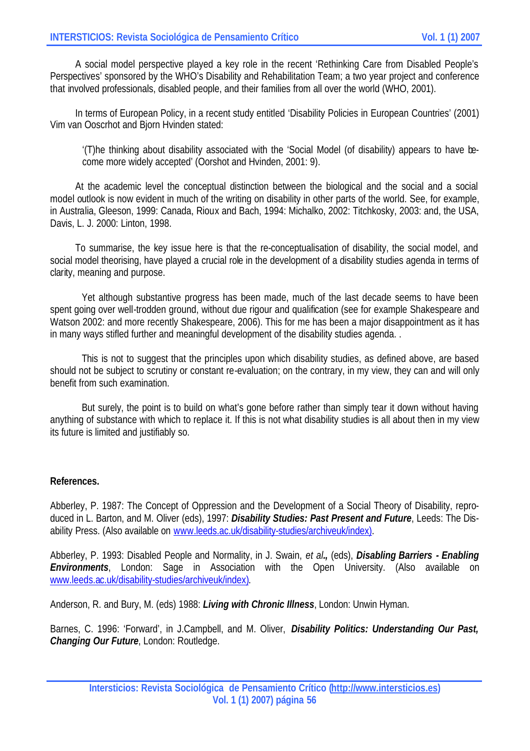A social model perspective played a key role in the recent 'Rethinking Care from Disabled People's Perspectives' sponsored by the WHO's Disability and Rehabilitation Team; a two year project and conference that involved professionals, disabled people, and their families from all over the world (WHO, 2001).

In terms of European Policy, in a recent study entitled 'Disability Policies in European Countries' (2001) Vim van Ooscrhot and Bjorn Hvinden stated:

> '(T)he thinking about disability associated with the 'Social Model (of disability) appears to have become more widely accepted' (Oorshot and Hvinden, 2001: 9).

At the academic level the conceptual distinction between the biological and the social and a social model outlook is now evident in much of the writing on disability in other parts of the world. See, for example, in Australia, Gleeson, 1999: Canada, Rioux and Bach, 1994: Michalko, 2002: Titchkosky, 2003: and, the USA, Davis, L. J. 2000: Linton, 1998.

To summarise, the key issue here is that the re-conceptualisation of disability, the social model, and social model theorising, have played a crucial role in the development of a disability studies agenda in terms of clarity, meaning and purpose.

Yet although substantive progress has been made, much of the last decade seems to have been spent going over well-trodden ground, without due rigour and qualification (see for example Shakespeare and Watson 2002: and more recently Shakespeare, 2006). This for me has been a major disappointment as it has in many ways stifled further and meaningful development of the disability studies agenda. .

This is not to suggest that the principles upon which disability studies, as defined above, are based should not be subject to scrutiny or constant re-evaluation; on the contrary, in my view, they can and will only benefit from such examination.

But surely, the point is to build on what's gone before rather than simply tear it down without having anything of substance with which to replace it. If this is not what disability studies is all about then in my view its future is limited and justifiably so.

**References.**

Abberley, P. 1987: The Concept of Oppression and the Development of a Social Theory of Disability, reproduced in L. Barton, and M. Oliver (eds), 1997: ***Disability Studies: Past Present and Future***, Leeds: The Disability Press. (Also available on www.leeds.ac.uk/disability-studies/archiveuk/index).

Abberley, P. 1993: Disabled People and Normality, in J. Swain, *et al.,* (eds), ***Disabling Barriers - Enabling Environments***, London: Sage in Association with the Open University. (Also available on www.leeds.ac.uk/disability-studies/archiveuk/index).

Anderson, R. and Bury, M. (eds) 1988: ***Living with Chronic Illness***, London: Unwin Hyman.

Barnes, C. 1996: 'Forward', in J.Campbell, and M. Oliver, ***Disability Politics: Understanding Our Past, Changing Our Future***, London: Routledge.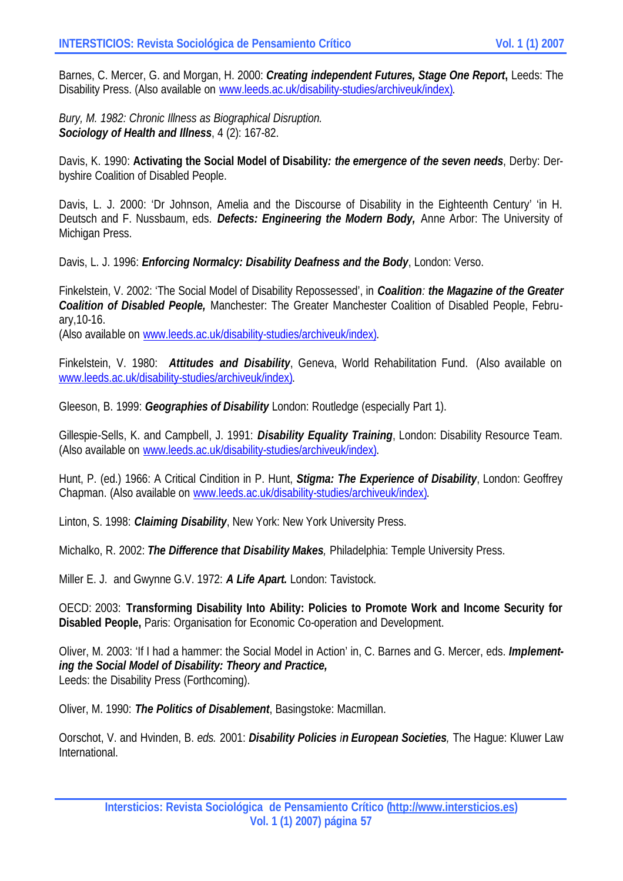Barnes, C. Mercer, G. and Morgan, H. 2000: ***Creating independent Futures, Stage One Report*****,** Leeds: The Disability Press. (Also available on www.leeds.ac.uk/disability-studies/archiveuk/index).

*Bury, M. 1982: Chronic Illness as Biographical Disruption.*
***Sociology of Health and Illness***, 4 (2): 167-82.

Davis, K. 1990: **Activating the Social Model of Disability*****: the emergence of the seven needs***, Derby: Derbyshire Coalition of Disabled People.

Davis, L. J. 2000: 'Dr Johnson, Amelia and the Discourse of Disability in the Eighteenth Century' 'in H. Deutsch and F. Nussbaum, eds. ***Defects: Engineering the Modern Body,*** Anne Arbor: The University of Michigan Press.

Davis, L. J. 1996: ***Enforcing Normalcy: Disability Deafness and the Body***, London: Verso.

Finkelstein, V. 2002: 'The Social Model of Disability Repossessed', in ***Coalition****:* ***the Magazine of the Greater Coalition of Disabled People,*** Manchester: The Greater Manchester Coalition of Disabled People, February,10-16.
(Also available on www.leeds.ac.uk/disability-studies/archiveuk/index).

Finkelstein, V. 1980: ***Attitudes and Disability***, Geneva, World Rehabilitation Fund. (Also available on www.leeds.ac.uk/disability-studies/archiveuk/index).

Gleeson, B. 1999: ***Geographies of Disability*** London: Routledge (especially Part 1).

Gillespie-Sells, K. and Campbell, J. 1991: ***Disability Equality Training***, London: Disability Resource Team. (Also available on www.leeds.ac.uk/disability-studies/archiveuk/index).

Hunt, P. (ed.) 1966: A Critical Cindition in P. Hunt, ***Stigma: The Experience of Disability***, London: Geoffrey Chapman. (Also available on www.leeds.ac.uk/disability-studies/archiveuk/index).

Linton, S. 1998: ***Claiming Disability***, New York: New York University Press.

Michalko, R. 2002: ***The Difference that Disability Makes****,* Philadelphia: Temple University Press.

Miller E. J. and Gwynne G.V. 1972: ***A Life Apart.*** London: Tavistock.

OECD: 2003: **Transforming Disability Into Ability: Policies to Promote Work and Income Security for Disabled People,** Paris: Organisation for Economic Co-operation and Development.

Oliver, M. 2003: 'If I had a hammer: the Social Model in Action' in, C. Barnes and G. Mercer, eds. ***Implementing the Social Model of Disability: Theory and Practice,***
Leeds: the Disability Press (Forthcoming).

Oliver, M. 1990: ***The Politics of Disablement***, Basingstoke: Macmillan.

Oorschot, V. and Hvinden, B. *eds.* 2001: ***Disability Policies in European Societies****,* The Hague: Kluwer Law International.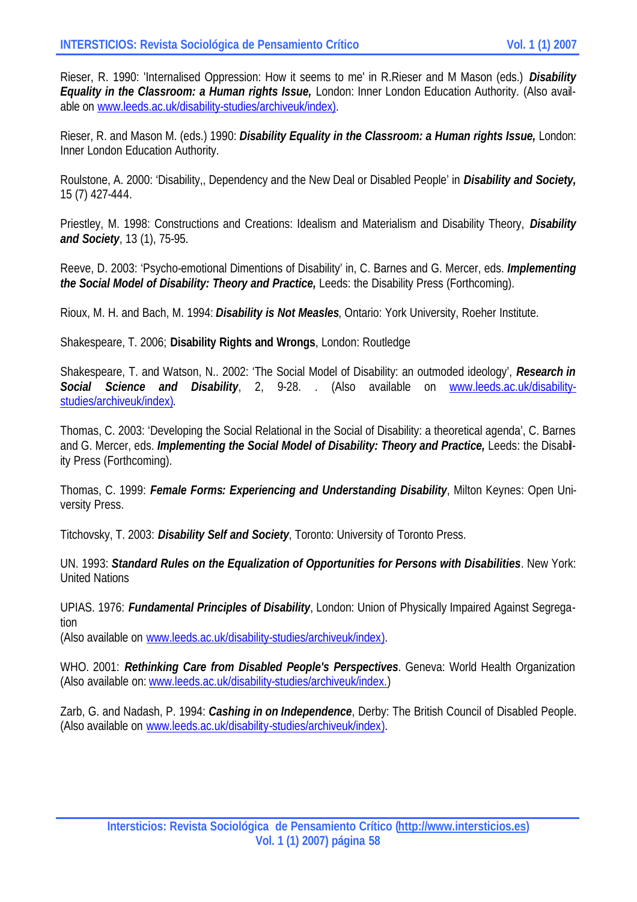Rieser, R. 1990: 'Internalised Oppression: How it seems to me' in R.Rieser and M Mason (eds.) ***Disability Equality in the Classroom: a Human rights Issue,*** London: Inner London Education Authority. (Also available on www.leeds.ac.uk/disability-studies/archiveuk/index).

Rieser, R. and Mason M. (eds.) 1990: ***Disability Equality in the Classroom: a Human rights Issue,*** London: Inner London Education Authority.

Roulstone, A. 2000: 'Disability,, Dependency and the New Deal or Disabled People' in ***Disability and Society,*** 15 (7) 427-444.

Priestley, M. 1998: Constructions and Creations: Idealism and Materialism and Disability Theory, ***Disability and Society***, 13 (1), 75-95.

Reeve, D. 2003: 'Psycho-emotional Dimentions of Disability' in, C. Barnes and G. Mercer, eds. ***Implementing the Social Model of Disability: Theory and Practice,*** Leeds: the Disability Press (Forthcoming).

Rioux, M. H. and Bach, M. 1994: ***Disability is Not Measles***, Ontario: York University, Roeher Institute.

Shakespeare, T. 2006; **Disability Rights and Wrongs**, London: Routledge

Shakespeare, T. and Watson, N.. 2002: 'The Social Model of Disability: an outmoded ideology', ***Research in Social Science and Disability***, 2, 9-28. . (Also available on www.leeds.ac.uk/disability-studies/archiveuk/index).

Thomas, C. 2003: 'Developing the Social Relational in the Social of Disability: a theoretical agenda', C. Barnes and G. Mercer, eds. ***Implementing the Social Model of Disability: Theory and Practice,*** Leeds: the Disability Press (Forthcoming).

Thomas, C. 1999: ***Female Forms: Experiencing and Understanding Disability***, Milton Keynes: Open University Press.

Titchovsky, T. 2003: ***Disability Self and Society***, Toronto: University of Toronto Press.

UN. 1993: ***Standard Rules on the Equalization of Opportunities for Persons with Disabilities***. New York: United Nations

UPIAS. 1976: ***Fundamental Principles of Disability***, London: Union of Physically Impaired Against Segregation
(Also available on www.leeds.ac.uk/disability-studies/archiveuk/index).

WHO. 2001: ***Rethinking Care from Disabled People's Perspectives***. Geneva: World Health Organization (Also available on: www.leeds.ac.uk/disability-studies/archiveuk/index.)

Zarb, G. and Nadash, P. 1994: ***Cashing in on Independence***, Derby: The British Council of Disabled People. (Also available on www.leeds.ac.uk/disability-studies/archiveuk/index).